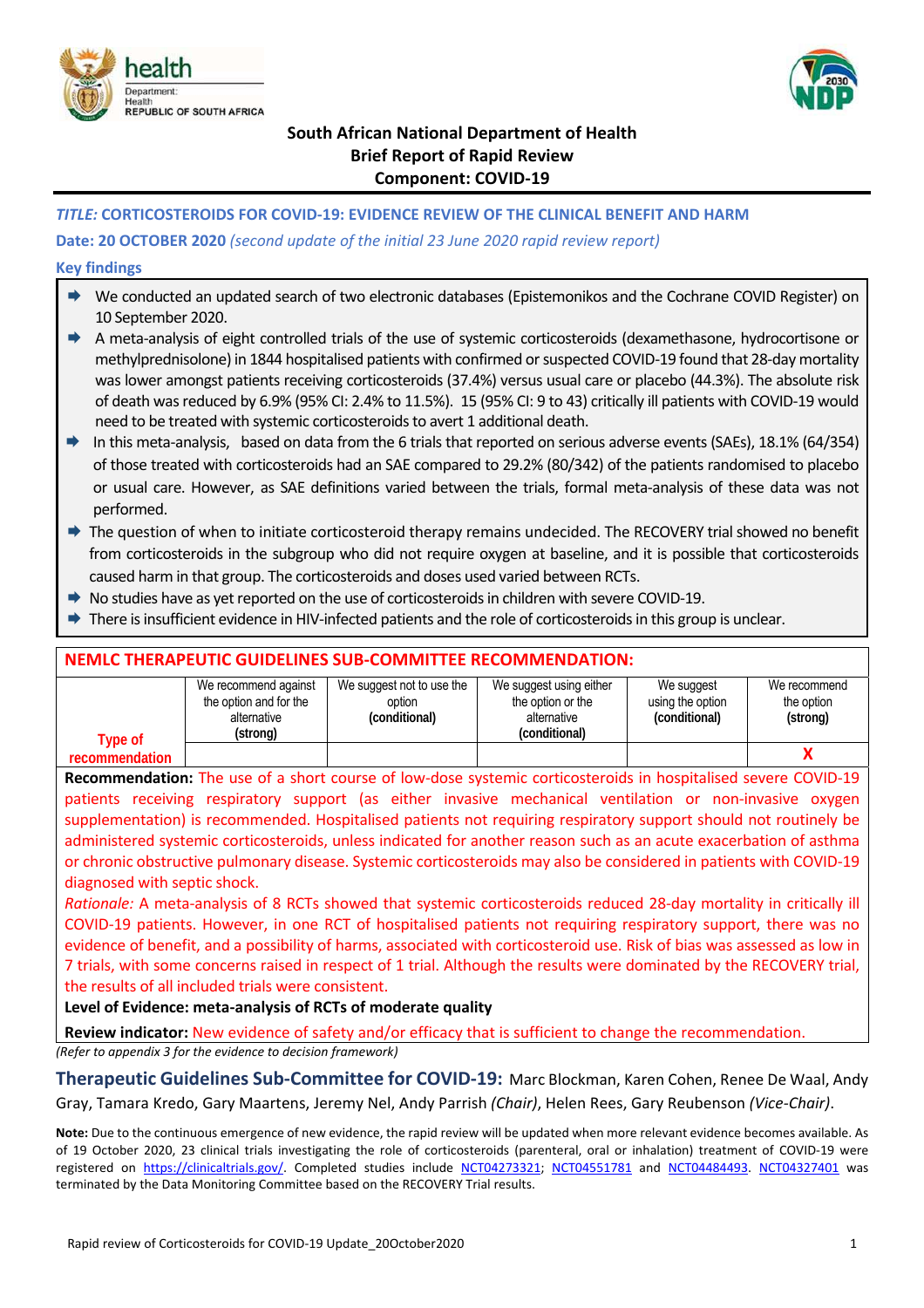South African National Department of Health
Brief Report of Rapid Review
Component: COVID-19

**TITLE: CORTICOSTEROIDS FOR COVID-19: EVIDENCE REVIEW OF THE CLINICAL BENEFIT AND HARM**

**Date: 20 OCTOBER 2020** *(second update of the initial 23 June 2020 rapid review report)*

## Key findings

- We conducted an updated search of two electronic databases (Epistemonikos and the Cochrane COVID Register) on 10 September 2020.
- A meta-analysis of eight controlled trials of the use of systemic corticosteroids (dexamethasone, hydrocortisone or methylprednisolone) in 1844 hospitalised patients with confirmed or suspected COVID-19 found that 28-day mortality was lower amongst patients receiving corticosteroids (37.4%) versus usual care or placebo (44.3%). The absolute risk of death was reduced by 6.9% (95% CI: 2.4% to 11.5%). 15 (95% CI: 9 to 43) critically ill patients with COVID-19 would need to be treated with systemic corticosteroids to avert 1 additional death.
- In this meta-analysis, based on data from the 6 trials that reported on serious adverse events (SAEs), 18.1% (64/354) of those treated with corticosteroids had an SAE compared to 29.2% (80/342) of the patients randomised to placebo or usual care. However, as SAE definitions varied between the trials, formal meta-analysis of these data was not performed.
- The question of when to initiate corticosteroid therapy remains undecided. The RECOVERY trial showed no benefit from corticosteroids in the subgroup who did not require oxygen at baseline, and it is possible that corticosteroids caused harm in that group. The corticosteroids and doses used varied between RCTs.
- No studies have as yet reported on the use of corticosteroids in children with severe COVID-19.
- There is insufficient evidence in HIV-infected patients and the role of corticosteroids in this group is unclear.

## NEMLC THERAPEUTIC GUIDELINES SUB-COMMITTEE RECOMMENDATION:

| Type of recommendation | We recommend against the option and for the alternative **(strong)** | We suggest not to use the option **(conditional)** | We suggest using either the option or the alternative **(conditional)** | We suggest using the option **(conditional)** | We recommend the option **(strong)** |
|---|---|---|---|---|---|
| | | | | | X |

**Recommendation:** The use of a short course of low-dose systemic corticosteroids in hospitalised severe COVID-19 patients receiving respiratory support (as either invasive mechanical ventilation or non-invasive oxygen supplementation) is recommended. Hospitalised patients not requiring respiratory support should not routinely be administered systemic corticosteroids, unless indicated for another reason such as an acute exacerbation of asthma or chronic obstructive pulmonary disease. Systemic corticosteroids may also be considered in patients with COVID-19 diagnosed with septic shock.

*Rationale:* A meta-analysis of 8 RCTs showed that systemic corticosteroids reduced 28-day mortality in critically ill COVID-19 patients. However, in one RCT of hospitalised patients not requiring respiratory support, there was no evidence of benefit, and a possibility of harms, associated with corticosteroid use. Risk of bias was assessed as low in 7 trials, with some concerns raised in respect of 1 trial. Although the results were dominated by the RECOVERY trial, the results of all included trials were consistent.

**Level of Evidence: meta-analysis of RCTs of moderate quality**

**Review indicator:** New evidence of safety and/or efficacy that is sufficient to change the recommendation.

*(Refer to appendix 3 for the evidence to decision framework)*

**Therapeutic Guidelines Sub-Committee for COVID-19:** Marc Blockman, Karen Cohen, Renee De Waal, Andy Gray, Tamara Kredo, Gary Maartens, Jeremy Nel, Andy Parrish *(Chair)*, Helen Rees, Gary Reubenson *(Vice-Chair)*.

**Note:** Due to the continuous emergence of new evidence, the rapid review will be updated when more relevant evidence becomes available. As of 19 October 2020, 23 clinical trials investigating the role of corticosteroids (parenteral, oral or inhalation) treatment of COVID-19 were registered on https://clinicaltrials.gov/. Completed studies include NCT04273321; NCT04551781 and NCT04484493. NCT04327401 was terminated by the Data Monitoring Committee based on the RECOVERY Trial results.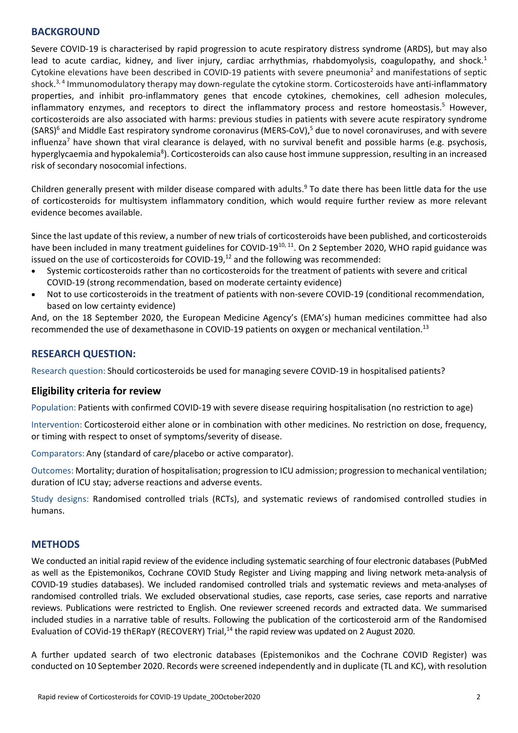## BACKGROUND

Severe COVID-19 is characterised by rapid progression to acute respiratory distress syndrome (ARDS), but may also lead to acute cardiac, kidney, and liver injury, cardiac arrhythmias, rhabdomyolysis, coagulopathy, and shock.[1] Cytokine elevations have been described in COVID-19 patients with severe pneumonia[2] and manifestations of septic shock.[3, 4] Immunomodulatory therapy may down-regulate the cytokine storm. Corticosteroids have anti-inflammatory properties, and inhibit pro-inflammatory genes that encode cytokines, chemokines, cell adhesion molecules, inflammatory enzymes, and receptors to direct the inflammatory process and restore homeostasis.[5] However, corticosteroids are also associated with harms: previous studies in patients with severe acute respiratory syndrome (SARS)[6] and Middle East respiratory syndrome coronavirus (MERS-CoV),[5] due to novel coronaviruses, and with severe influenza[7] have shown that viral clearance is delayed, with no survival benefit and possible harms (e.g. psychosis, hyperglycaemia and hypokalemia[8]). Corticosteroids can also cause host immune suppression, resulting in an increased risk of secondary nosocomial infections.

Children generally present with milder disease compared with adults.[9] To date there has been little data for the use of corticosteroids for multisystem inflammatory condition, which would require further review as more relevant evidence becomes available.

Since the last update of this review, a number of new trials of corticosteroids have been published, and corticosteroids have been included in many treatment guidelines for COVID-19[10, 11]. On 2 September 2020, WHO rapid guidance was issued on the use of corticosteroids for COVID-19,[12] and the following was recommended:

- Systemic corticosteroids rather than no corticosteroids for the treatment of patients with severe and critical COVID-19 (strong recommendation, based on moderate certainty evidence)
- Not to use corticosteroids in the treatment of patients with non-severe COVID-19 (conditional recommendation, based on low certainty evidence)

And, on the 18 September 2020, the European Medicine Agency's (EMA's) human medicines committee had also recommended the use of dexamethasone in COVID-19 patients on oxygen or mechanical ventilation.[13]

## RESEARCH QUESTION:

Research question: Should corticosteroids be used for managing severe COVID-19 in hospitalised patients?

### Eligibility criteria for review

Population: Patients with confirmed COVID-19 with severe disease requiring hospitalisation (no restriction to age)

Intervention: Corticosteroid either alone or in combination with other medicines. No restriction on dose, frequency, or timing with respect to onset of symptoms/severity of disease.

Comparators: Any (standard of care/placebo or active comparator).

Outcomes: Mortality; duration of hospitalisation; progression to ICU admission; progression to mechanical ventilation; duration of ICU stay; adverse reactions and adverse events.

Study designs: Randomised controlled trials (RCTs), and systematic reviews of randomised controlled studies in humans.

## METHODS

We conducted an initial rapid review of the evidence including systematic searching of four electronic databases (PubMed as well as the Epistemonikos, Cochrane COVID Study Register and Living mapping and living network meta-analysis of COVID-19 studies databases). We included randomised controlled trials and systematic reviews and meta-analyses of randomised controlled trials. We excluded observational studies, case reports, case series, case reports and narrative reviews. Publications were restricted to English. One reviewer screened records and extracted data. We summarised included studies in a narrative table of results. Following the publication of the corticosteroid arm of the Randomised Evaluation of COVid-19 thERapY (RECOVERY) Trial,[14] the rapid review was updated on 2 August 2020.

A further updated search of two electronic databases (Epistemonikos and the Cochrane COVID Register) was conducted on 10 September 2020. Records were screened independently and in duplicate (TL and KC), with resolution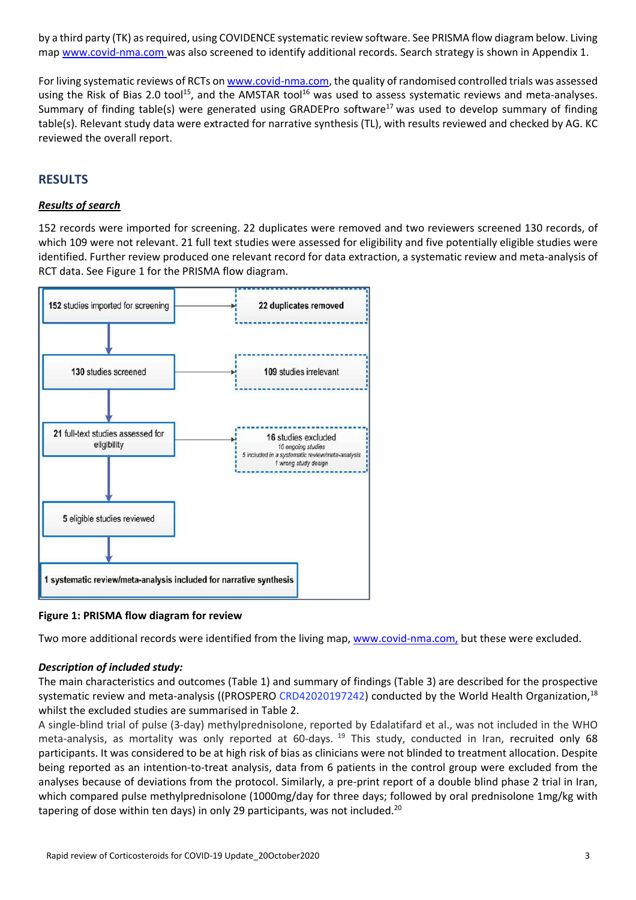by a third party (TK) as required, using COVIDENCE systematic review software. See PRISMA flow diagram below. Living map www.covid-nma.com was also screened to identify additional records. Search strategy is shown in Appendix 1.

For living systematic reviews of RCTs on www.covid-nma.com, the quality of randomised controlled trials was assessed using the Risk of Bias 2.0 tool[15], and the AMSTAR tool[16] was used to assess systematic reviews and meta-analyses. Summary of finding table(s) were generated using GRADEPro software[17] was used to develop summary of finding table(s). Relevant study data were extracted for narrative synthesis (TL), with results reviewed and checked by AG. KC reviewed the overall report.

## RESULTS

### *Results of search*

152 records were imported for screening. 22 duplicates were removed and two reviewers screened 130 records, of which 109 were not relevant. 21 full text studies were assessed for eligibility and five potentially eligible studies were identified. Further review produced one relevant record for data extraction, a systematic review and meta-analysis of RCT data. See Figure 1 for the PRISMA flow diagram.

- 152 studies imported for screening → 22 duplicates removed
- 130 studies screened → 109 studies irrelevant
- 21 full-text studies assessed for eligibility → 16 studies excluded
  - 10 ongoing studies
  - 5 included in a systematic review/meta-analysis
  - 1 wrong study design
- 5 eligible studies reviewed
- 1 systematic review/meta-analysis included for narrative synthesis

**Figure 1: PRISMA flow diagram for review**

Two more additional records were identified from the living map, www.covid-nma.com, but these were excluded.

***Description of included study:***

The main characteristics and outcomes (Table 1) and summary of findings (Table 3) are described for the prospective systematic review and meta-analysis ((PROSPERO CRD42020197242) conducted by the World Health Organization,[18] whilst the excluded studies are summarised in Table 2.

A single-blind trial of pulse (3-day) methylprednisolone, reported by Edalatifard et al., was not included in the WHO meta-analysis, as mortality was only reported at 60-days. [19] This study, conducted in Iran, recruited only 68 participants. It was considered to be at high risk of bias as clinicians were not blinded to treatment allocation. Despite being reported as an intention-to-treat analysis, data from 6 patients in the control group were excluded from the analyses because of deviations from the protocol. Similarly, a pre-print report of a double blind phase 2 trial in Iran, which compared pulse methylprednisolone (1000mg/day for three days; followed by oral prednisolone 1mg/kg with tapering of dose within ten days) in only 29 participants, was not included.[20]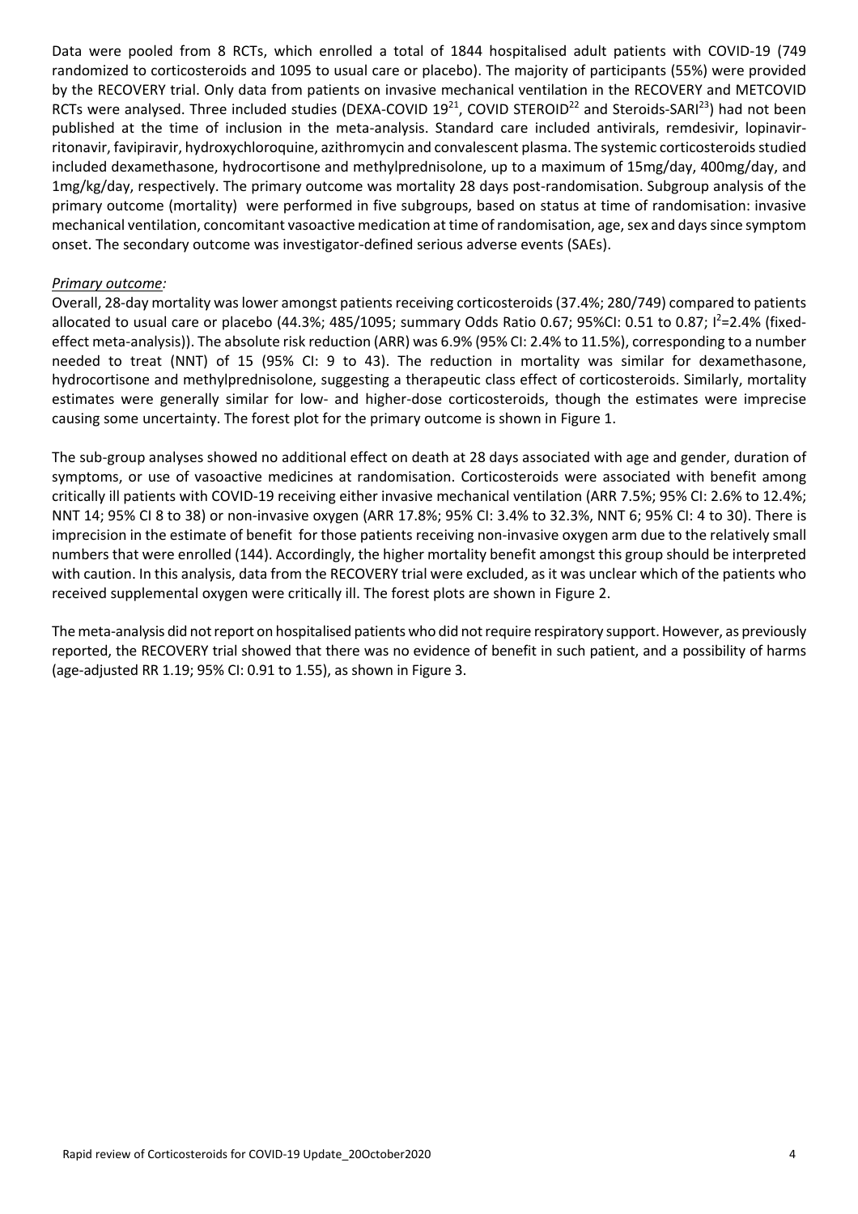Data were pooled from 8 RCTs, which enrolled a total of 1844 hospitalised adult patients with COVID-19 (749 randomized to corticosteroids and 1095 to usual care or placebo). The majority of participants (55%) were provided by the RECOVERY trial. Only data from patients on invasive mechanical ventilation in the RECOVERY and METCOVID RCTs were analysed. Three included studies (DEXA-COVID 19[21], COVID STEROID[22] and Steroids-SARI[23]) had not been published at the time of inclusion in the meta-analysis. Standard care included antivirals, remdesivir, lopinavir-ritonavir, favipiravir, hydroxychloroquine, azithromycin and convalescent plasma. The systemic corticosteroids studied included dexamethasone, hydrocortisone and methylprednisolone, up to a maximum of 15mg/day, 400mg/day, and 1mg/kg/day, respectively. The primary outcome was mortality 28 days post-randomisation. Subgroup analysis of the primary outcome (mortality) were performed in five subgroups, based on status at time of randomisation: invasive mechanical ventilation, concomitant vasoactive medication at time of randomisation, age, sex and days since symptom onset. The secondary outcome was investigator-defined serious adverse events (SAEs).

*Primary outcome:*

Overall, 28-day mortality was lower amongst patients receiving corticosteroids (37.4%; 280/749) compared to patients allocated to usual care or placebo (44.3%; 485/1095; summary Odds Ratio 0.67; 95%CI: 0.51 to 0.87; $I^2$=2.4% (fixed-effect meta-analysis)). The absolute risk reduction (ARR) was 6.9% (95% CI: 2.4% to 11.5%), corresponding to a number needed to treat (NNT) of 15 (95% CI: 9 to 43). The reduction in mortality was similar for dexamethasone, hydrocortisone and methylprednisolone, suggesting a therapeutic class effect of corticosteroids. Similarly, mortality estimates were generally similar for low- and higher-dose corticosteroids, though the estimates were imprecise causing some uncertainty. The forest plot for the primary outcome is shown in Figure 1.

The sub-group analyses showed no additional effect on death at 28 days associated with age and gender, duration of symptoms, or use of vasoactive medicines at randomisation. Corticosteroids were associated with benefit among critically ill patients with COVID-19 receiving either invasive mechanical ventilation (ARR 7.5%; 95% CI: 2.6% to 12.4%; NNT 14; 95% CI 8 to 38) or non-invasive oxygen (ARR 17.8%; 95% CI: 3.4% to 32.3%, NNT 6; 95% CI: 4 to 30). There is imprecision in the estimate of benefit for those patients receiving non-invasive oxygen arm due to the relatively small numbers that were enrolled (144). Accordingly, the higher mortality benefit amongst this group should be interpreted with caution. In this analysis, data from the RECOVERY trial were excluded, as it was unclear which of the patients who received supplemental oxygen were critically ill. The forest plots are shown in Figure 2.

The meta-analysis did not report on hospitalised patients who did not require respiratory support. However, as previously reported, the RECOVERY trial showed that there was no evidence of benefit in such patient, and a possibility of harms (age-adjusted RR 1.19; 95% CI: 0.91 to 1.55), as shown in Figure 3.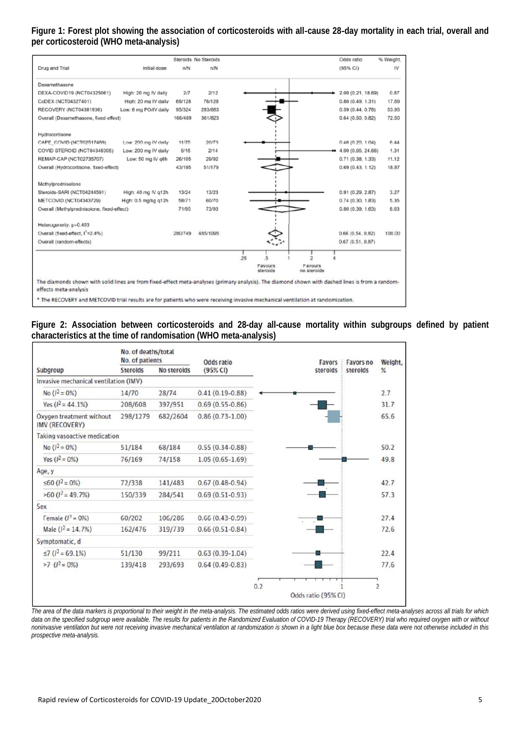**Figure 1: Forest plot showing the association of corticosteroids with all-cause 28-day mortality in each trial, overall and per corticosteroid (WHO meta-analysis)**

| Drug and Trial | Initial dose | Steroids n/N | No Steroids n/N | Odds ratio (95% CI) | % Weight, IV |
|---|---|---|---|---|---|
| **Dexamethasone** | | | | | |
| DEXA-COVID19 (NCT04325061) | High: 20 mg IV daily | 2/7 | 2/12 | 2.00 (0.21, 18.69) | 0.87 |
| CoDEX (NCT04327401) | High: 20 mg IV daily | 69/128 | 76/128 | 0.80 (0.49, 1.31) | 17.69 |
| RECOVERY (NCT04381936) | Low: 6 mg PO/IV daily | 95/324 | 283/683 | 0.59 (0.44, 0.78) | 53.95 |
| Overall (Dexamethasone, fixed-effect) | | 166/459 | 361/823 | 0.64 (0.50, 0.82) | 72.50 |
| **Hydrocortisone** | | | | | |
| CAPE_COVID (NCT02517489) | Low: 200 mg IV daily | 11/75 | 20/73 | 0.46 (0.20, 1.04) | 6.44 |
| COVID STEROID (NCT04348305) | Low: 200 mg IV daily | 6/15 | 2/14 | 4.00 (0.65, 24.66) | 1.31 |
| REMAP-CAP (NCT02735707) | Low: 50 mg IV q6h | 26/105 | 29/92 | 0.71 (0.38, 1.33) | 11.12 |
| Overall (Hydrocortisone, fixed-effect) | | 43/195 | 51/179 | 0.69 (0.43, 1.12) | 18.87 |
| **Methylprednisolone** | | | | | |
| Steroids-SARI (NCT04244591) | High: 40 mg IV q12h | 13/24 | 13/23 | 0.91 (0.29, 2.87) | 3.27 |
| METCOVID (NCT04343729) | High: 0.5 mg/kg q12h | 58/71 | 60/70 | 0.74 (0.30, 1.83) | 5.35 |
| Overall (Methylprednisolone, fixed-effect) | | 71/95 | 73/93 | 0.80 (0.39, 1.63) | 8.63 |
| Heterogeneity, p=0.403 | | | | | |
| Overall (fixed-effect, $I^2$=2.4%) | | 280/749 | 485/1095 | 0.66 (0.54, 0.82) | 100.00 |
| Overall (random-effects) | | | | 0.67 (0.51, 0.87) | |

Axis: .25, .5, 1, 2, 4 — Favours steroids / Favours no steroids

The diamonds shown with solid lines are from fixed-effect meta-analyses (primary analysis). The diamond shown with dashed lines is from a random-effects meta-analysis

* The RECOVERY and METCOVID trial results are for patients who were receiving invasive mechanical ventilation at randomization.

**Figure 2: Association between corticosteroids and 28-day all-cause mortality within subgroups defined by patient characteristics at the time of randomisation (WHO meta-analysis)**

| Subgroup | No. of deaths/total No. of patients: Steroids | No steroids | Odds ratio (95% CI) | Weight, % |
|---|---|---|---|---|
| **Invasive mechanical ventilation (IMV)** | | | | |
| No ($I^2$ = 0%) | 14/70 | 28/74 | 0.41 (0.19-0.88) | 2.7 |
| Yes ($I^2$ = 44.1%) | 208/608 | 397/951 | 0.69 (0.55-0.86) | 31.7 |
| Oxygen treatment without IMV (RECOVERY) | 298/1279 | 682/2604 | 0.86 (0.73-1.00) | 65.6 |
| **Taking vasoactive medication** | | | | |
| No ($I^2$ = 0%) | 51/184 | 68/184 | 0.55 (0.34-0.88) | 50.2 |
| Yes ($I^2$ = 0%) | 76/169 | 74/158 | 1.05 (0.65-1.69) | 49.8 |
| **Age, y** | | | | |
| ≤60 ($I^2$ = 0%) | 72/338 | 141/483 | 0.67 (0.48-0.94) | 42.7 |
| >60 ($I^2$ = 49.7%) | 150/339 | 284/541 | 0.69 (0.51-0.93) | 57.3 |
| **Sex** | | | | |
| Female ($I^2$ = 0%) | 60/202 | 106/286 | 0.66 (0.43-0.99) | 27.4 |
| Male ($I^2$ = 14.7%) | 162/476 | 319/739 | 0.66 (0.51-0.84) | 72.6 |
| **Symptomatic, d** | | | | |
| ≤7 ($I^2$ = 69.1%) | 51/130 | 99/211 | 0.63 (0.39-1.04) | 22.4 |
| >7 ($I^2$ = 0%) | 139/418 | 293/693 | 0.64 (0.49-0.83) | 77.6 |

Axis: Odds ratio (95% CI), 0.2 – 1 – 2; Favors steroids / Favors no steroids

*The area of the data markers is proportional to their weight in the meta-analysis. The estimated odds ratios were derived using fixed-effect meta-analyses across all trials for which data on the specified subgroup were available. The results for patients in the Randomized Evaluation of COVID-19 Therapy (RECOVERY) trial who required oxygen with or without noninvasive ventilation but were not receiving invasive mechanical ventilation at randomization is shown in a light blue box because these data were not otherwise included in this prospective meta-analysis.*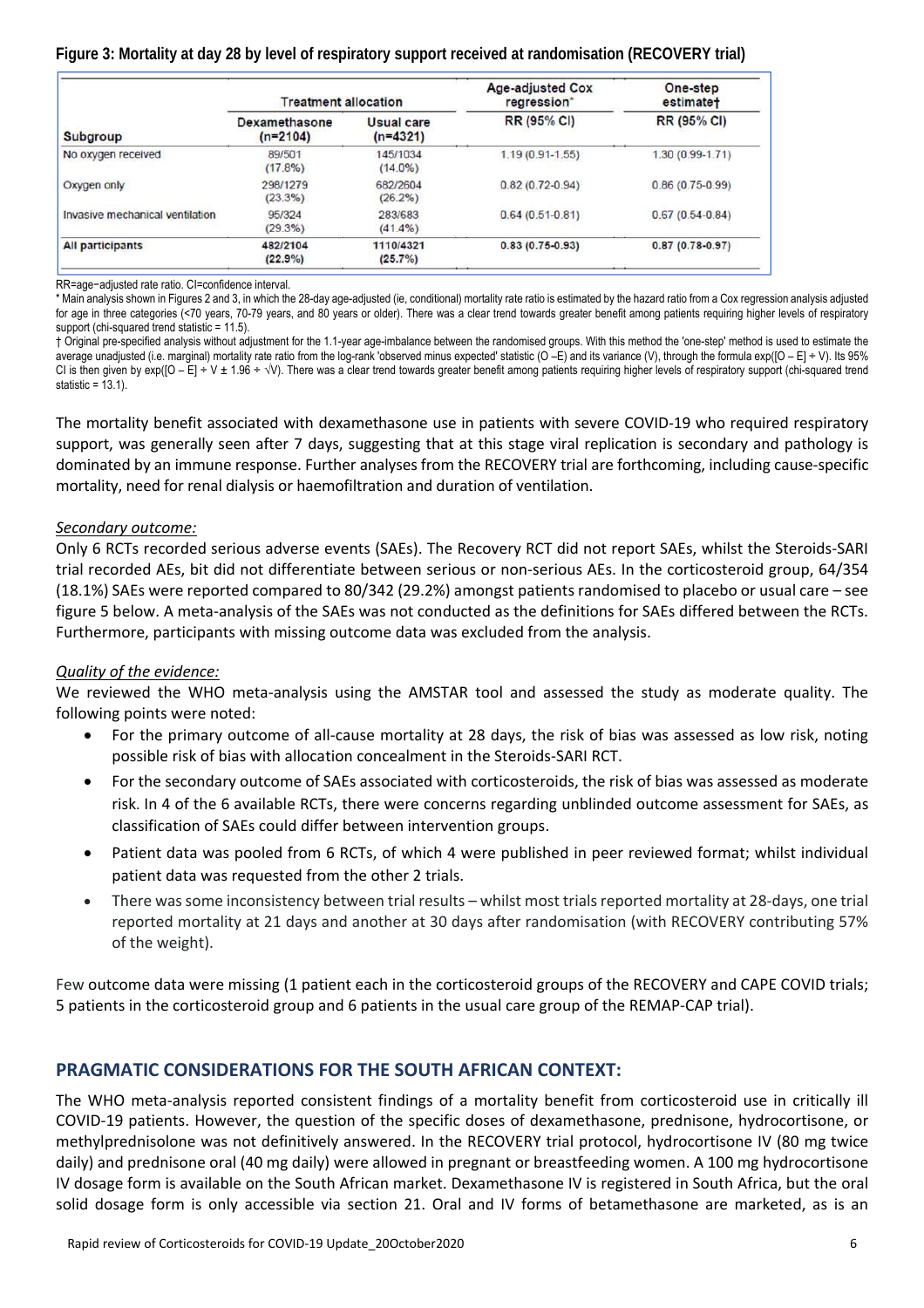**Figure 3: Mortality at day 28 by level of respiratory support received at randomisation (RECOVERY trial)**

| Subgroup | Treatment allocation | | Age-adjusted Cox regression* | One-step estimate† |
|---|---|---|---|---|
| | Dexamethasone (n=2104) | Usual care (n=4321) | RR (95% CI) | RR (95% CI) |
| No oxygen received | 89/501 (17.8%) | 145/1034 (14.0%) | 1.19 (0.91-1.55) | 1.30 (0.99-1.71) |
| Oxygen only | 298/1279 (23.3%) | 682/2604 (26.2%) | 0.82 (0.72-0.94) | 0.86 (0.75-0.99) |
| Invasive mechanical ventilation | 95/324 (29.3%) | 283/683 (41.4%) | 0.64 (0.51-0.81) | 0.67 (0.54-0.84) |
| **All participants** | **482/2104 (22.9%)** | **1110/4321 (25.7%)** | **0.83 (0.75-0.93)** | **0.87 (0.78-0.97)** |

RR=age−adjusted rate ratio. CI=confidence interval.

\* Main analysis shown in Figures 2 and 3, in which the 28-day age-adjusted (ie, conditional) mortality rate ratio is estimated by the hazard ratio from a Cox regression analysis adjusted for age in three categories (<70 years, 70-79 years, and 80 years or older). There was a clear trend towards greater benefit among patients requiring higher levels of respiratory support (chi-squared trend statistic = 11.5).

† Original pre-specified analysis without adjustment for the 1.1-year age-imbalance between the randomised groups. With this method the 'one-step' method is used to estimate the average unadjusted (i.e. marginal) mortality rate ratio from the log-rank 'observed minus expected' statistic (O −E) and its variance (V), through the formula $\exp([O - E] \div V)$. Its 95% CI is then given by $\exp([O - E] \div V \pm 1.96 \div \sqrt{V})$. There was a clear trend towards greater benefit among patients requiring higher levels of respiratory support (chi-squared trend statistic = 13.1).

The mortality benefit associated with dexamethasone use in patients with severe COVID-19 who required respiratory support, was generally seen after 7 days, suggesting that at this stage viral replication is secondary and pathology is dominated by an immune response. Further analyses from the RECOVERY trial are forthcoming, including cause-specific mortality, need for renal dialysis or haemofiltration and duration of ventilation.

*Secondary outcome:*

Only 6 RCTs recorded serious adverse events (SAEs). The Recovery RCT did not report SAEs, whilst the Steroids-SARI trial recorded AEs, bit did not differentiate between serious or non-serious AEs. In the corticosteroid group, 64/354 (18.1%) SAEs were reported compared to 80/342 (29.2%) amongst patients randomised to placebo or usual care – see figure 5 below. A meta-analysis of the SAEs was not conducted as the definitions for SAEs differed between the RCTs. Furthermore, participants with missing outcome data was excluded from the analysis.

*Quality of the evidence:*

We reviewed the WHO meta-analysis using the AMSTAR tool and assessed the study as moderate quality. The following points were noted:

- For the primary outcome of all-cause mortality at 28 days, the risk of bias was assessed as low risk, noting possible risk of bias with allocation concealment in the Steroids-SARI RCT.
- For the secondary outcome of SAEs associated with corticosteroids, the risk of bias was assessed as moderate risk. In 4 of the 6 available RCTs, there were concerns regarding unblinded outcome assessment for SAEs, as classification of SAEs could differ between intervention groups.
- Patient data was pooled from 6 RCTs, of which 4 were published in peer reviewed format; whilst individual patient data was requested from the other 2 trials.
- There was some inconsistency between trial results – whilst most trials reported mortality at 28-days, one trial reported mortality at 21 days and another at 30 days after randomisation (with RECOVERY contributing 57% of the weight).

Few outcome data were missing (1 patient each in the corticosteroid groups of the RECOVERY and CAPE COVID trials; 5 patients in the corticosteroid group and 6 patients in the usual care group of the REMAP-CAP trial).

## PRAGMATIC CONSIDERATIONS FOR THE SOUTH AFRICAN CONTEXT:

The WHO meta-analysis reported consistent findings of a mortality benefit from corticosteroid use in critically ill COVID-19 patients. However, the question of the specific doses of dexamethasone, prednisone, hydrocortisone, or methylprednisolone was not definitively answered. In the RECOVERY trial protocol, hydrocortisone IV (80 mg twice daily) and prednisone oral (40 mg daily) were allowed in pregnant or breastfeeding women. A 100 mg hydrocortisone IV dosage form is available on the South African market. Dexamethasone IV is registered in South Africa, but the oral solid dosage form is only accessible via section 21. Oral and IV forms of betamethasone are marketed, as is an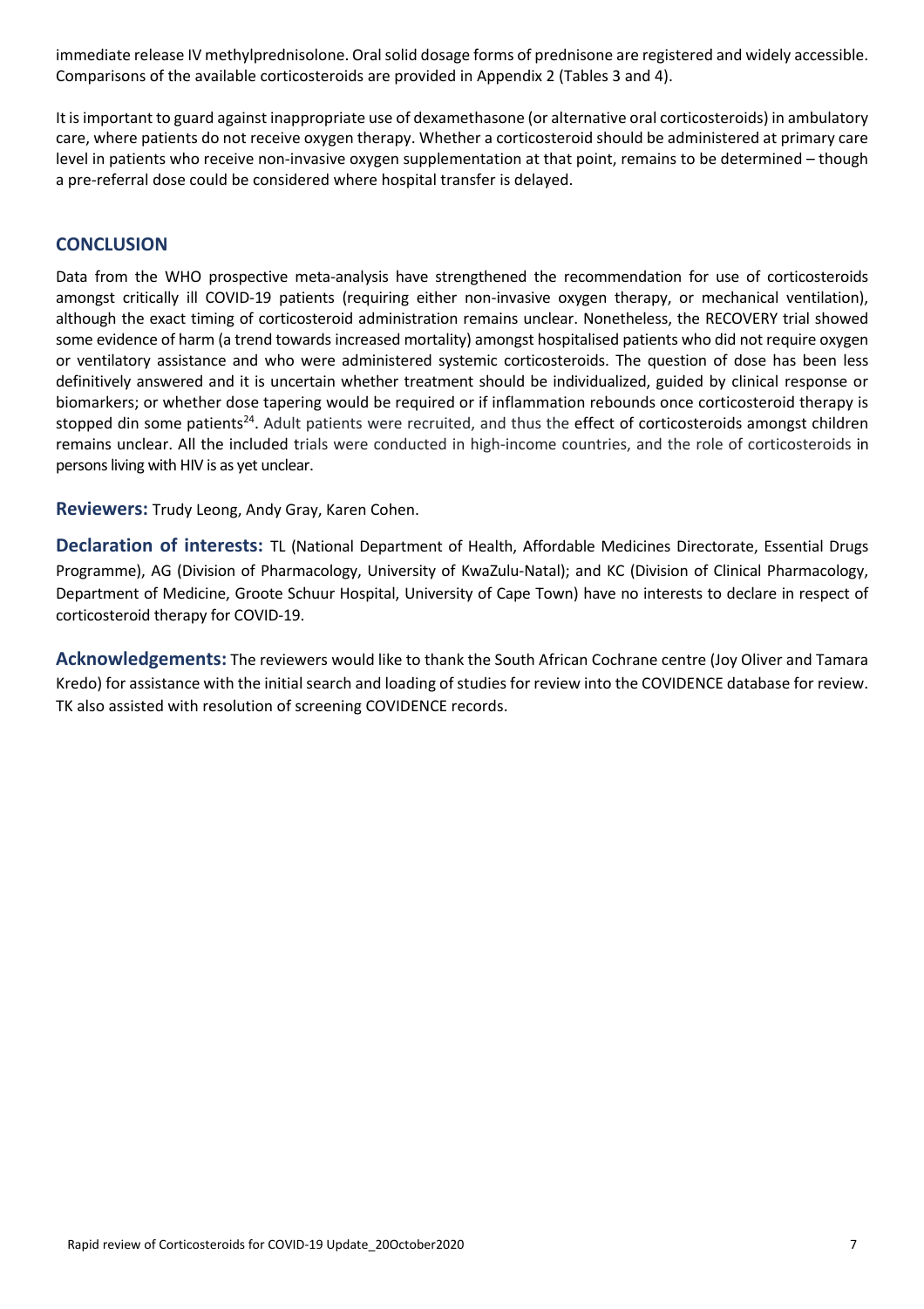immediate release IV methylprednisolone. Oral solid dosage forms of prednisone are registered and widely accessible. Comparisons of the available corticosteroids are provided in Appendix 2 (Tables 3 and 4).

It is important to guard against inappropriate use of dexamethasone (or alternative oral corticosteroids) in ambulatory care, where patients do not receive oxygen therapy. Whether a corticosteroid should be administered at primary care level in patients who receive non-invasive oxygen supplementation at that point, remains to be determined – though a pre-referral dose could be considered where hospital transfer is delayed.

## CONCLUSION

Data from the WHO prospective meta-analysis have strengthened the recommendation for use of corticosteroids amongst critically ill COVID-19 patients (requiring either non-invasive oxygen therapy, or mechanical ventilation), although the exact timing of corticosteroid administration remains unclear. Nonetheless, the RECOVERY trial showed some evidence of harm (a trend towards increased mortality) amongst hospitalised patients who did not require oxygen or ventilatory assistance and who were administered systemic corticosteroids. The question of dose has been less definitively answered and it is uncertain whether treatment should be individualized, guided by clinical response or biomarkers; or whether dose tapering would be required or if inflammation rebounds once corticosteroid therapy is stopped din some patients[24]. Adult patients were recruited, and thus the effect of corticosteroids amongst children remains unclear. All the included trials were conducted in high-income countries, and the role of corticosteroids in persons living with HIV is as yet unclear.

**Reviewers:** Trudy Leong, Andy Gray, Karen Cohen.

**Declaration of interests:** TL (National Department of Health, Affordable Medicines Directorate, Essential Drugs Programme), AG (Division of Pharmacology, University of KwaZulu-Natal); and KC (Division of Clinical Pharmacology, Department of Medicine, Groote Schuur Hospital, University of Cape Town) have no interests to declare in respect of corticosteroid therapy for COVID-19.

**Acknowledgements:** The reviewers would like to thank the South African Cochrane centre (Joy Oliver and Tamara Kredo) for assistance with the initial search and loading of studies for review into the COVIDENCE database for review. TK also assisted with resolution of screening COVIDENCE records.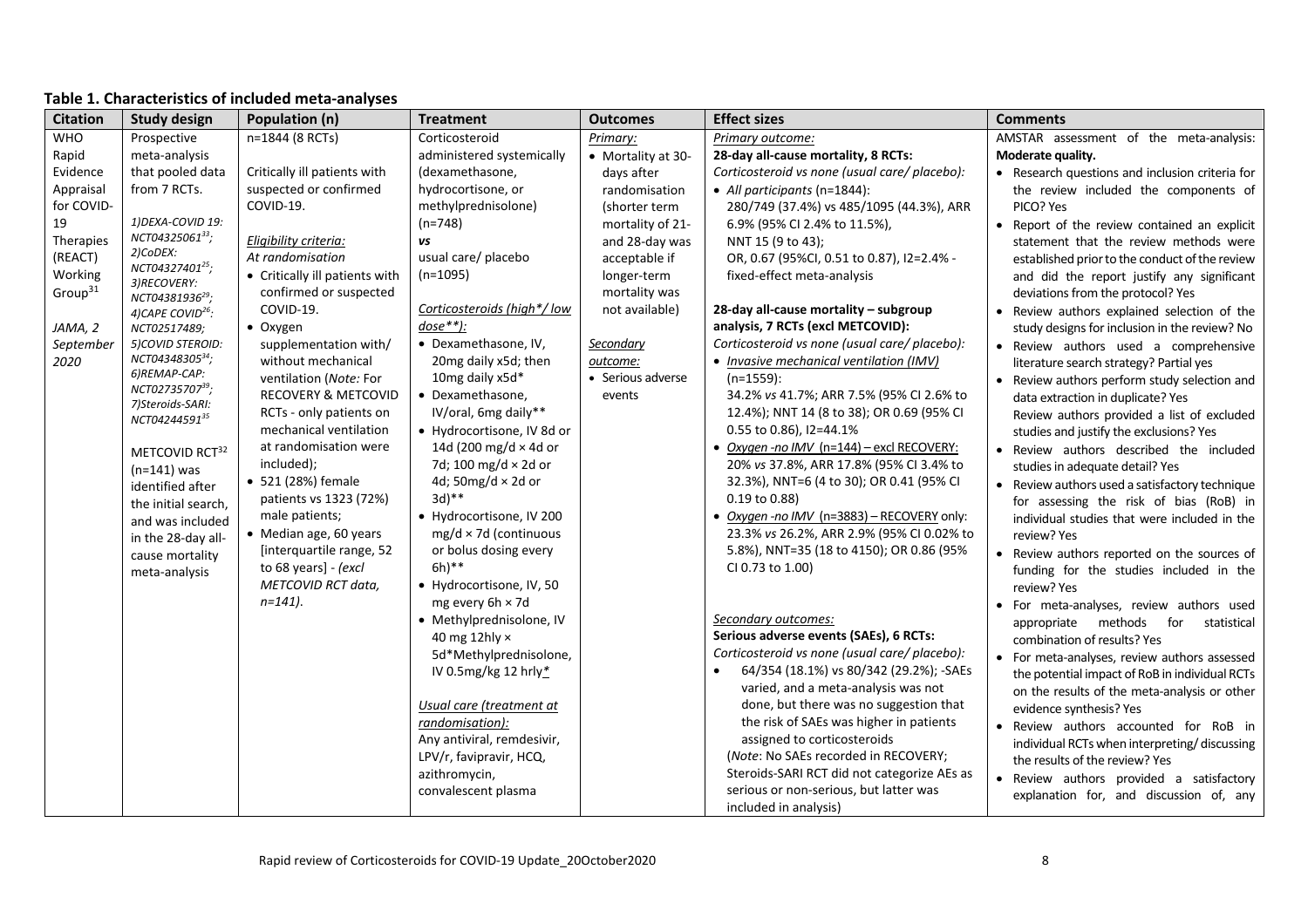## Table 1. Characteristics of included meta-analyses

| Citation | Study design | Population (n) | Treatment | Outcomes | Effect sizes | Comments |
|---|---|---|---|---|---|---|
| WHO Rapid Evidence Appraisal for COVID-19 Therapies (REACT) Working Group[31]<br><br>*JAMA, 2 September 2020* | Prospective meta-analysis that pooled data from 7 RCTs.<br><br>*1)DEXA-COVID 19: NCT04325061[33]; 2)CoDEX: NCT04327401[25]; 3)RECOVERY: NCT04381936[29]; 4)CAPE COVID[26]: NCT02517489; 5)COVID STEROID: NCT04348305[34]; 6)REMAP-CAP: NCT02735707[39]; 7)Steroids-SARI: NCT04244591[35]*<br><br>METCOVID RCT[32] (n=141) was identified after the initial search, and was included in the 28-day all-cause mortality meta-analysis | n=1844 (8 RCTs)<br><br>Critically ill patients with suspected or confirmed COVID-19.<br><br>*Eligibility criteria:*<br>*At randomisation*<br>• Critically ill patients with confirmed or suspected COVID-19.<br>• Oxygen supplementation with/ without mechanical ventilation (*Note:* For RECOVERY & METCOVID RCTs - only patients on mechanical ventilation at randomisation were included);<br>• 521 (28%) female patients vs 1323 (72%) male patients;<br>• Median age, 60 years [interquartile range, 52 to 68 years] - *(excl METCOVID RCT data, n=141).* | Corticosteroid administered systemically (dexamethasone, hydrocortisone, or methylprednisolone) (n=748)<br>***vs***<br>usual care/ placebo (n=1095)<br><br>*Corticosteroids (high*/ low dose**):*<br>• Dexamethasone, IV, 20mg daily x5d; then 10mg daily x5d*<br>• Dexamethasone, IV/oral, 6mg daily**<br>• Hydrocortisone, IV 8d or 14d (200 mg/d × 4d or 7d; 100 mg/d × 2d or 4d; 50mg/d × 2d or 3d)**<br>• Hydrocortisone, IV 200 mg/d × 7d (continuous or bolus dosing every 6h)**<br>• Hydrocortisone, IV, 50 mg every 6h × 7d<br>• Methylprednisolone, IV 40 mg 12hly × 5d*Methylprednisolone, IV 0.5mg/kg 12 hrly*<br><br>*Usual care (treatment at randomisation):*<br>Any antiviral, remdesivir, LPV/r, favipravir, HCQ, azithromycin, convalescent plasma | *Primary:*<br>• Mortality at 30-days after randomisation (shorter term mortality of 21- and 28-day was acceptable if longer-term mortality was not available)<br><br>*Secondary outcome:*<br>• Serious adverse events | *Primary outcome:*<br>**28-day all-cause mortality, 8 RCTs:**<br>*Corticosteroid vs none (usual care/ placebo):*<br>• *All participants* (n=1844): 280/749 (37.4%) vs 485/1095 (44.3%), ARR 6.9% (95% CI 2.4% to 11.5%), NNT 15 (9 to 43); OR, 0.67 (95%CI, 0.51 to 0.87), I2=2.4% - fixed-effect meta-analysis<br><br>**28-day all-cause mortality – subgroup analysis, 7 RCTs (excl METCOVID):**<br>*Corticosteroid vs none (usual care/ placebo):*<br>• *Invasive mechanical ventilation (IMV)* (n=1559): 34.2% *vs* 41.7%; ARR 7.5% (95% CI 2.6% to 12.4%); NNT 14 (8 to 38); OR 0.69 (95% CI 0.55 to 0.86), I2=44.1%<br>• *Oxygen -no IMV* (n=144) – excl RECOVERY: 20% *vs* 37.8%, ARR 17.8% (95% CI 3.4% to 32.3%), NNT=6 (4 to 30); OR 0.41 (95% CI 0.19 to 0.88)<br>• *Oxygen -no IMV* (n=3883) – RECOVERY only: 23.3% *vs* 26.2%, ARR 2.9% (95% CI 0.02% to 5.8%), NNT=35 (18 to 4150); OR 0.86 (95% CI 0.73 to 1.00)<br><br>*Secondary outcomes:*<br>**Serious adverse events (SAEs), 6 RCTs:**<br>*Corticosteroid vs none (usual care/ placebo):*<br>• 64/354 (18.1%) vs 80/342 (29.2%); -SAEs varied, and a meta-analysis was not done, but there was no suggestion that the risk of SAEs was higher in patients assigned to corticosteroids<br>(*Note*: No SAEs recorded in RECOVERY; Steroids-SARI RCT did not categorize AEs as serious or non-serious, but latter was included in analysis) | AMSTAR assessment of the meta-analysis: **Moderate quality.**<br>• Research questions and inclusion criteria for the review included the components of PICO? Yes<br>• Report of the review contained an explicit statement that the review methods were established prior to the conduct of the review and did the report justify any significant deviations from the protocol? Yes<br>• Review authors explained selection of the study designs for inclusion in the review? No<br>• Review authors used a comprehensive literature search strategy? Partial yes<br>• Review authors perform study selection and data extraction in duplicate? Yes<br>Review authors provided a list of excluded studies and justify the exclusions? Yes<br>• Review authors described the included studies in adequate detail? Yes<br>• Review authors used a satisfactory technique for assessing the risk of bias (RoB) in individual studies that were included in the review? Yes<br>• Review authors reported on the sources of funding for the studies included in the review? Yes<br>• For meta-analyses, review authors used appropriate methods for statistical combination of results? Yes<br>• For meta-analyses, review authors assessed the potential impact of RoB in individual RCTs on the results of the meta-analysis or other evidence synthesis? Yes<br>• Review authors accounted for RoB in individual RCTs when interpreting/ discussing the results of the review? Yes<br>• Review authors provided a satisfactory explanation for, and discussion of, any |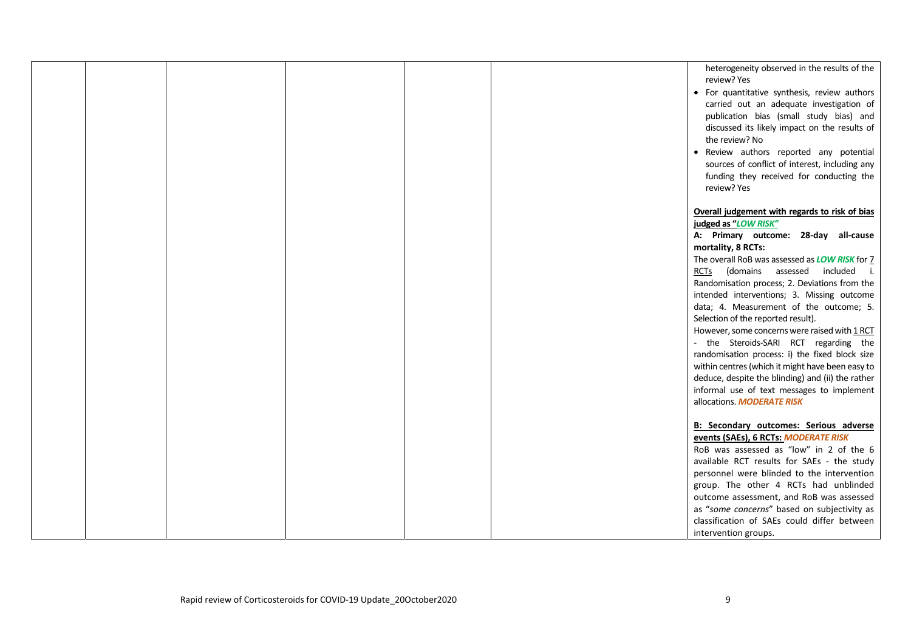| | | | | | | |
|---|---|---|---|---|---|---|
| | | | | | | heterogeneity observed in the results of the review? Yes<br>• For quantitative synthesis, review authors carried out an adequate investigation of publication bias (small study bias) and discussed its likely impact on the results of the review? No<br>• Review authors reported any potential sources of conflict of interest, including any funding they received for conducting the review? Yes<br><br>**Overall judgement with regards to risk of bias judged as "*LOW RISK*"**<br>**A: Primary outcome: 28-day all-cause mortality, 8 RCTs:**<br>The overall RoB was assessed as ***LOW RISK*** for 7 RCTs (domains assessed included i. Randomisation process; 2. Deviations from the intended interventions; 3. Missing outcome data; 4. Measurement of the outcome; 5. Selection of the reported result).<br>However, some concerns were raised with 1 RCT - the Steroids-SARI RCT regarding the randomisation process: i) the fixed block size within centres (which it might have been easy to deduce, despite the blinding) and (ii) the rather informal use of text messages to implement allocations. ***MODERATE RISK***<br><br>**B: Secondary outcomes: Serious adverse events (SAEs), 6 RCTs: *MODERATE RISK***<br>RoB was assessed as "low" in 2 of the 6 available RCT results for SAEs - the study personnel were blinded to the intervention group. The other 4 RCTs had unblinded outcome assessment, and RoB was assessed as "*some concerns*" based on subjectivity as classification of SAEs could differ between intervention groups. |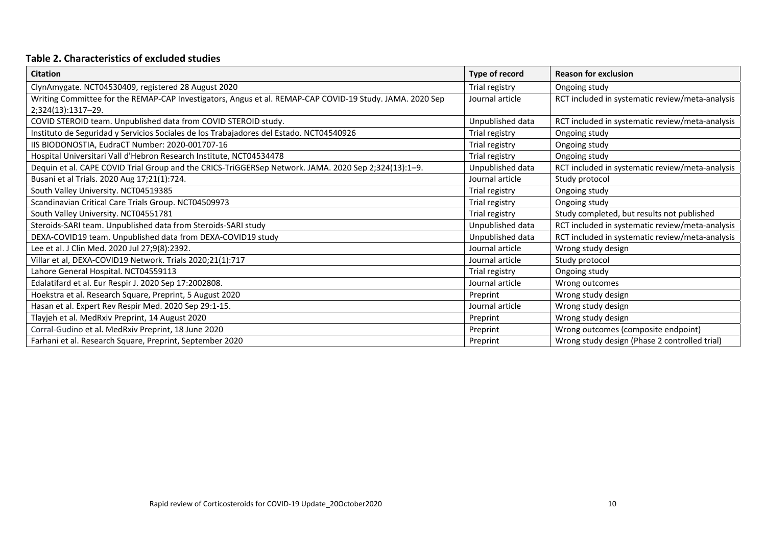**Table 2. Characteristics of excluded studies**

| Citation | Type of record | Reason for exclusion |
|---|---|---|
| ClynAmygate. NCT04530409, registered 28 August 2020 | Trial registry | Ongoing study |
| Writing Committee for the REMAP-CAP Investigators, Angus et al. REMAP-CAP COVID-19 Study. JAMA. 2020 Sep 2;324(13):1317–29. | Journal article | RCT included in systematic review/meta-analysis |
| COVID STEROID team. Unpublished data from COVID STEROID study. | Unpublished data | RCT included in systematic review/meta-analysis |
| Instituto de Seguridad y Servicios Sociales de los Trabajadores del Estado. NCT04540926 | Trial registry | Ongoing study |
| IIS BIODONOSTIA, EudraCT Number: 2020-001707-16 | Trial registry | Ongoing study |
| Hospital Universitari Vall d'Hebron Research Institute, NCT04534478 | Trial registry | Ongoing study |
| Dequin et al. CAPE COVID Trial Group and the CRICS-TriGGERSep Network. JAMA. 2020 Sep 2;324(13):1–9. | Unpublished data | RCT included in systematic review/meta-analysis |
| Busani et al Trials. 2020 Aug 17;21(1):724. | Journal article | Study protocol |
| South Valley University. NCT04519385 | Trial registry | Ongoing study |
| Scandinavian Critical Care Trials Group. NCT04509973 | Trial registry | Ongoing study |
| South Valley University. NCT04551781 | Trial registry | Study completed, but results not published |
| Steroids-SARI team. Unpublished data from Steroids-SARI study | Unpublished data | RCT included in systematic review/meta-analysis |
| DEXA-COVID19 team. Unpublished data from DEXA-COVID19 study | Unpublished data | RCT included in systematic review/meta-analysis |
| Lee et al. J Clin Med. 2020 Jul 27;9(8):2392. | Journal article | Wrong study design |
| Villar et al, DEXA-COVID19 Network. Trials 2020;21(1):717 | Journal article | Study protocol |
| Lahore General Hospital. NCT04559113 | Trial registry | Ongoing study |
| Edalatifard et al. Eur Respir J. 2020 Sep 17:2002808. | Journal article | Wrong outcomes |
| Hoekstra et al. Research Square, Preprint, 5 August 2020 | Preprint | Wrong study design |
| Hasan et al. Expert Rev Respir Med. 2020 Sep 29:1-15. | Journal article | Wrong study design |
| Tlayjeh et al. MedRxiv Preprint, 14 August 2020 | Preprint | Wrong study design |
| Corral-Gudino et al. MedRxiv Preprint, 18 June 2020 | Preprint | Wrong outcomes (composite endpoint) |
| Farhani et al. Research Square, Preprint, September 2020 | Preprint | Wrong study design (Phase 2 controlled trial) |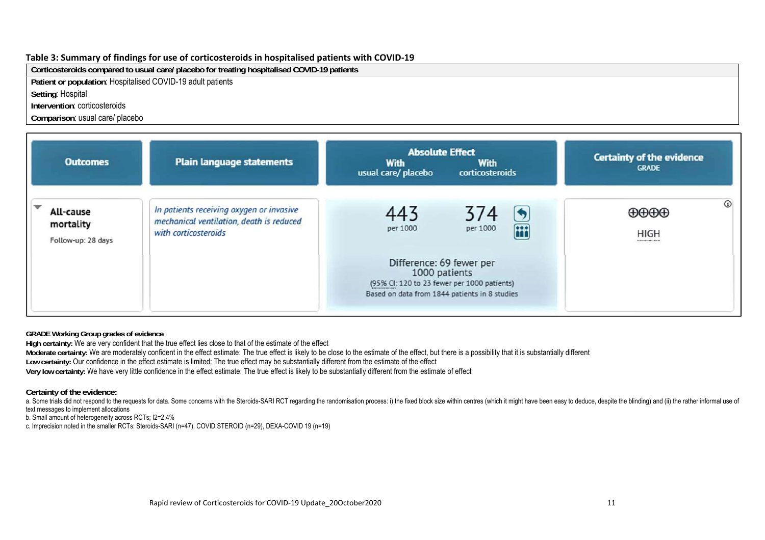**Table 3: Summary of findings for use of corticosteroids in hospitalised patients with COVID-19**

**Corticosteroids compared to usual care/ placebo for treating hospitalised COVID-19 patients**

**Patient or population**: Hospitalised COVID-19 adult patients

**Setting**: Hospital

**Intervention**: corticosteroids

**Comparison**: usual care/ placebo

| Outcomes | Plain language statements | Absolute Effect With usual care/ placebo | Absolute Effect With corticosteroids | Certainty of the evidence GRADE |
|---|---|---|---|---|
| **All-cause mortality** Follow-up: 28 days | *In patients receiving oxygen or invasive mechanical ventilation, death is reduced with corticosteroids* | 443 per 1000 | 374 per 1000 | ⊕⊕⊕⊕ HIGH |
| | | Difference: 69 fewer per 1000 patients (95% CI: 120 to 23 fewer per 1000 patients) Based on data from 1844 patients in 8 studies | | |

**GRADE Working Group grades of evidence**

**High certainty:** We are very confident that the true effect lies close to that of the estimate of the effect

**Moderate certainty:** We are moderately confident in the effect estimate: The true effect is likely to be close to the estimate of the effect, but there is a possibility that it is substantially different

**Low certainty:** Our confidence in the effect estimate is limited: The true effect may be substantially different from the estimate of the effect

**Very low certainty:** We have very little confidence in the effect estimate: The true effect is likely to be substantially different from the estimate of effect

**Certainty of the evidence:**

a. Some trials did not respond to the requests for data. Some concerns with the Steroids-SARI RCT regarding the randomisation process: i) the fixed block size within centres (which it might have been easy to deduce, despite the blinding) and (ii) the rather informal use of text messages to implement allocations

b. Small amount of heterogeneity across RCTs; I2=2.4%

c. Imprecision noted in the smaller RCTs: Steroids-SARI (n=47), COVID STEROID (n=29), DEXA-COVID 19 (n=19)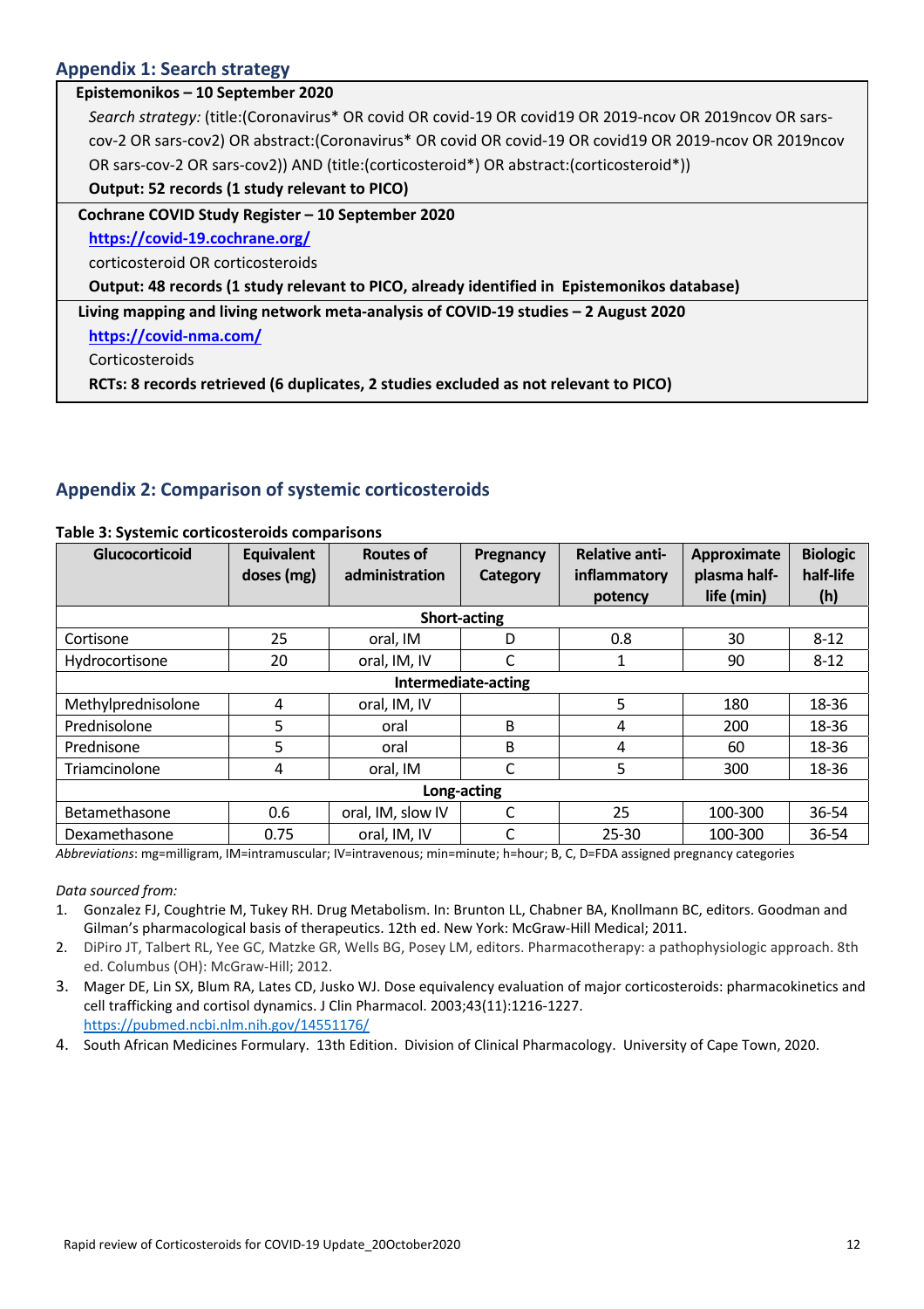## Appendix 1: Search strategy

| **Epistemonikos – 10 September 2020** |
|---|
| *Search strategy:* (title:(Coronavirus* OR covid OR covid-19 OR covid19 OR 2019-ncov OR 2019ncov OR sars-cov-2 OR sars-cov2) OR abstract:(Coronavirus* OR covid OR covid-19 OR covid19 OR 2019-ncov OR 2019ncov OR sars-cov-2 OR sars-cov2)) AND (title:(corticosteroid*) OR abstract:(corticosteroid*)) |
| **Output: 52 records (1 study relevant to PICO)** |
| **Cochrane COVID Study Register – 10 September 2020** |
| https://covid-19.cochrane.org/ |
| corticosteroid OR corticosteroids |
| **Output: 48 records (1 study relevant to PICO, already identified in Epistemonikos database)** |
| **Living mapping and living network meta-analysis of COVID-19 studies – 2 August 2020** |
| https://covid-nma.com/ |
| Corticosteroids |
| **RCTs: 8 records retrieved (6 duplicates, 2 studies excluded as not relevant to PICO)** |

## Appendix 2: Comparison of systemic corticosteroids

**Table 3: Systemic corticosteroids comparisons**

| Glucocorticoid | Equivalent doses (mg) | Routes of administration | Pregnancy Category | Relative anti-inflammatory potency | Approximate plasma half-life (min) | Biologic half-life (h) |
|---|---|---|---|---|---|---|
| **Short-acting** | | | | | | |
| Cortisone | 25 | oral, IM | D | 0.8 | 30 | 8-12 |
| Hydrocortisone | 20 | oral, IM, IV | C | 1 | 90 | 8-12 |
| **Intermediate-acting** | | | | | | |
| Methylprednisolone | 4 | oral, IM, IV | | 5 | 180 | 18-36 |
| Prednisolone | 5 | oral | B | 4 | 200 | 18-36 |
| Prednisone | 5 | oral | B | 4 | 60 | 18-36 |
| Triamcinolone | 4 | oral, IM | C | 5 | 300 | 18-36 |
| **Long-acting** | | | | | | |
| Betamethasone | 0.6 | oral, IM, slow IV | C | 25 | 100-300 | 36-54 |
| Dexamethasone | 0.75 | oral, IM, IV | C | 25-30 | 100-300 | 36-54 |

*Abbreviations*: mg=milligram, IM=intramuscular; IV=intravenous; min=minute; h=hour; B, C, D=FDA assigned pregnancy categories

*Data sourced from:*

1. Gonzalez FJ, Coughtrie M, Tukey RH. Drug Metabolism. In: Brunton LL, Chabner BA, Knollmann BC, editors. Goodman and Gilman's pharmacological basis of therapeutics. 12th ed. New York: McGraw-Hill Medical; 2011.
2. DiPiro JT, Talbert RL, Yee GC, Matzke GR, Wells BG, Posey LM, editors. Pharmacotherapy: a pathophysiologic approach. 8th ed. Columbus (OH): McGraw-Hill; 2012.
3. Mager DE, Lin SX, Blum RA, Lates CD, Jusko WJ. Dose equivalency evaluation of major corticosteroids: pharmacokinetics and cell trafficking and cortisol dynamics. J Clin Pharmacol. 2003;43(11):1216-1227. https://pubmed.ncbi.nlm.nih.gov/14551176/
4. South African Medicines Formulary. 13th Edition. Division of Clinical Pharmacology. University of Cape Town, 2020.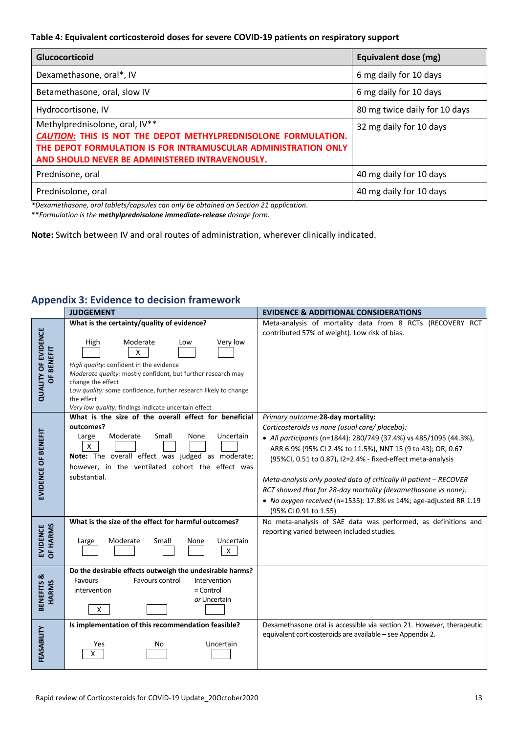**Table 4: Equivalent corticosteroid doses for severe COVID-19 patients on respiratory support**

| Glucocorticoid | Equivalent dose (mg) |
|---|---|
| Dexamethasone, oral*, IV | 6 mg daily for 10 days |
| Betamethasone, oral, slow IV | 6 mg daily for 10 days |
| Hydrocortisone, IV | 80 mg twice daily for 10 days |
| Methylprednisolone, oral, IV** <br> ***CAUTION:*** **THIS IS NOT THE DEPOT METHYLPREDNISOLONE FORMULATION. THE DEPOT FORMULATION IS FOR INTRAMUSCULAR ADMINISTRATION ONLY AND SHOULD NEVER BE ADMINISTERED INTRAVENOUSLY.** | 32 mg daily for 10 days |
| Prednisone, oral | 40 mg daily for 10 days |
| Prednisolone, oral | 40 mg daily for 10 days |

*\*Dexamethasone, oral tablets/capsules can only be obtained on Section 21 application.*
*\*\*Formulation is the **methylprednisolone immediate-release** dosage form.*

**Note:** Switch between IV and oral routes of administration, wherever clinically indicated.

## Appendix 3: Evidence to decision framework

| | JUDGEMENT | EVIDENCE & ADDITIONAL CONSIDERATIONS |
|---|---|---|
| **QUALITY OF EVIDENCE OF BENEFIT** | **What is the certainty/quality of evidence?** <br> High [ ] Moderate [X] Low [ ] Very low [ ] <br> *High quality:* confident in the evidence <br> *Moderate quality:* mostly confident, but further research may change the effect <br> *Low quality:* some confidence, further research likely to change the effect <br> *Very low quality:* findings indicate uncertain effect | Meta-analysis of mortality data from 8 RCTs (RECOVERY RCT contributed 57% of weight). Low risk of bias. |
| **EVIDENCE OF BENEFIT** | **What is the size of the overall effect for beneficial outcomes?** <br> Large [X] Moderate [ ] Small [ ] None [ ] Uncertain [ ] <br> **Note:** The overall effect was judged as moderate; however, in the ventilated cohort the effect was substantial. | <u>*Primary outcome:*</u>**28-day mortality:** <br> *Corticosteroids vs none (usual care/ placebo):* <br> • *All participants* (n=1844): 280/749 (37.4%) vs 485/1095 (44.3%), ARR 6.9% (95% CI 2.4% to 11.5%), NNT 15 (9 to 43); OR, 0.67 (95%CI, 0.51 to 0.87), I2=2.4% - fixed-effect meta-analysis <br><br> *Meta-analysis only pooled data of critically ill patient – RECOVER RCT showed that for 28-day mortality (dexamethasone vs none):* <br> • *No oxygen received* (n=1535): 17.8% *vs* 14%; age-adjusted RR 1.19 (95% CI 0.91 to 1.55) |
| **EVIDENCE OF HARMS** | **What is the size of the effect for harmful outcomes?** <br> Large [ ] Moderate [ ] Small [ ] None [ ] Uncertain [X] | No meta-analysis of SAE data was performed, as definitions and reporting varied between included studies. |
| **BENEFITS & HARMS** | **Do the desirable effects outweigh the undesirable harms?** <br> Favours intervention [X] Favours control [ ] Intervention = Control *or* Uncertain [ ] | |
| **FEASABILITY** | **Is implementation of this recommendation feasible?** <br> Yes [X] No [ ] Uncertain [ ] | Dexamethasone oral is accessible via section 21. However, therapeutic equivalent corticosteroids are available – see Appendix 2. |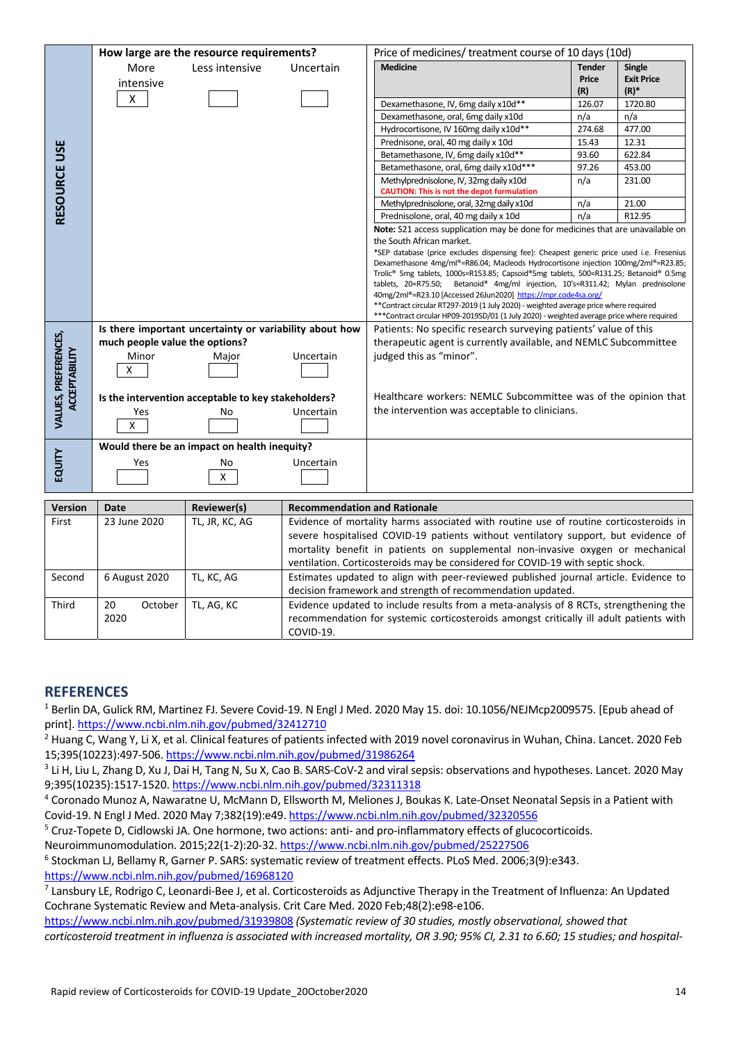| | | |
|---|---|---|
| **RESOURCE USE** | **How large are the resource requirements?**<br>More intensive [X] Less intensive [ ] Uncertain [ ] | Price of medicines/ treatment course of 10 days (10d) (see table below) |
| **VALUES, PREFERENCES, ACCEPTABILITY** | **Is there important uncertainty or variability about how much people value the options?**<br>Minor [X] Major [ ] Uncertain [ ]<br><br>**Is the intervention acceptable to key stakeholders?**<br>Yes [X] No [ ] Uncertain [ ] | Patients: No specific research surveying patients' value of this therapeutic agent is currently available, and NEMLC Subcommittee judged this as "minor".<br><br>Healthcare workers: NEMLC Subcommittee was of the opinion that the intervention was acceptable to clinicians. |
| **EQUITY** | **Would there be an impact on health inequity?**<br>Yes [ ] No [X] Uncertain [ ] | |

Price of medicines/ treatment course of 10 days (10d)

| Medicine | Tender Price (R) | Single Exit Price (R)* |
|---|---|---|
| Dexamethasone, IV, 6mg daily x10d** | 126.07 | 1720.80 |
| Dexamethasone, oral, 6mg daily x10d | n/a | n/a |
| Hydrocortisone, IV 160mg daily x10d** | 274.68 | 477.00 |
| Prednisone, oral, 40 mg daily x 10d | 15.43 | 12.31 |
| Betamethasone, IV, 6mg daily x10d** | 93.60 | 622.84 |
| Betamethasone, oral, 6mg daily x10d*** | 97.26 | 453.00 |
| Methylprednisolone, IV, 32mg daily x10d **CAUTION: This is not the depot formulation** | n/a | 231.00 |
| Methylprednisolone, oral, 32mg daily x10d | n/a | 21.00 |
| Prednisolone, oral, 40 mg daily x 10d | n/a | R12.95 |

**Note:** S21 access supplication may be done for medicines that are unavailable on the South African market.
*SEP database (price excludes dispensing fee): Cheapest generic price used i.e. Fresenius Dexamethasone 4mg/ml®=R86.04; Macleods Hydrocortisone injection 100mg/2ml®=R23.85; Trolic® 5mg tablets, 1000s=R153.85; Capsoid®5mg tablets, 500=R131.25; Betanoid® 0.5mg tablets, 20=R75.50; Betanoid® 4mg/ml injection, 10's=R311.42; Mylan prednisolone 40mg/2ml®=R23.10 [Accessed 26Jun2020] https://mpr.code4sa.org/
**Contract circular RT297-2019 (1 July 2020) - weighted average price where required
***Contract circular HP09-2019SD/01 (1 July 2020) - weighted average price where required

| Version | Date | Reviewer(s) | Recommendation and Rationale |
|---|---|---|---|
| First | 23 June 2020 | TL, JR, KC, AG | Evidence of mortality harms associated with routine use of routine corticosteroids in severe hospitalised COVID-19 patients without ventilatory support, but evidence of mortality benefit in patients on supplemental non-invasive oxygen or mechanical ventilation. Corticosteroids may be considered for COVID-19 with septic shock. |
| Second | 6 August 2020 | TL, KC, AG | Estimates updated to align with peer-reviewed published journal article. Evidence to decision framework and strength of recommendation updated. |
| Third | 20 October 2020 | TL, AG, KC | Evidence updated to include results from a meta-analysis of 8 RCTs, strengthening the recommendation for systemic corticosteroids amongst critically ill adult patients with COVID-19. |

## REFERENCES

[1] Berlin DA, Gulick RM, Martinez FJ. Severe Covid-19. N Engl J Med. 2020 May 15. doi: 10.1056/NEJMcp2009575. [Epub ahead of print]. https://www.ncbi.nlm.nih.gov/pubmed/32412710

[2] Huang C, Wang Y, Li X, et al. Clinical features of patients infected with 2019 novel coronavirus in Wuhan, China. Lancet. 2020 Feb 15;395(10223):497-506. https://www.ncbi.nlm.nih.gov/pubmed/31986264

[3] Li H, Liu L, Zhang D, Xu J, Dai H, Tang N, Su X, Cao B. SARS-CoV-2 and viral sepsis: observations and hypotheses. Lancet. 2020 May 9;395(10235):1517-1520. https://www.ncbi.nlm.nih.gov/pubmed/32311318

[4] Coronado Munoz A, Nawaratne U, McMann D, Ellsworth M, Meliones J, Boukas K. Late-Onset Neonatal Sepsis in a Patient with Covid-19. N Engl J Med. 2020 May 7;382(19):e49. https://www.ncbi.nlm.nih.gov/pubmed/32320556

[5] Cruz-Topete D, Cidlowski JA. One hormone, two actions: anti- and pro-inflammatory effects of glucocorticoids. Neuroimmunomodulation. 2015;22(1-2):20-32. https://www.ncbi.nlm.nih.gov/pubmed/25227506

[6] Stockman LJ, Bellamy R, Garner P. SARS: systematic review of treatment effects. PLoS Med. 2006;3(9):e343. https://www.ncbi.nlm.nih.gov/pubmed/16968120

[7] Lansbury LE, Rodrigo C, Leonardi-Bee J, et al. Corticosteroids as Adjunctive Therapy in the Treatment of Influenza: An Updated Cochrane Systematic Review and Meta-analysis. Crit Care Med. 2020 Feb;48(2):e98-e106. https://www.ncbi.nlm.nih.gov/pubmed/31939808 *(Systematic review of 30 studies, mostly observational, showed that corticosteroid treatment in influenza is associated with increased mortality, OR 3.90; 95% CI, 2.31 to 6.60; 15 studies; and hospital-*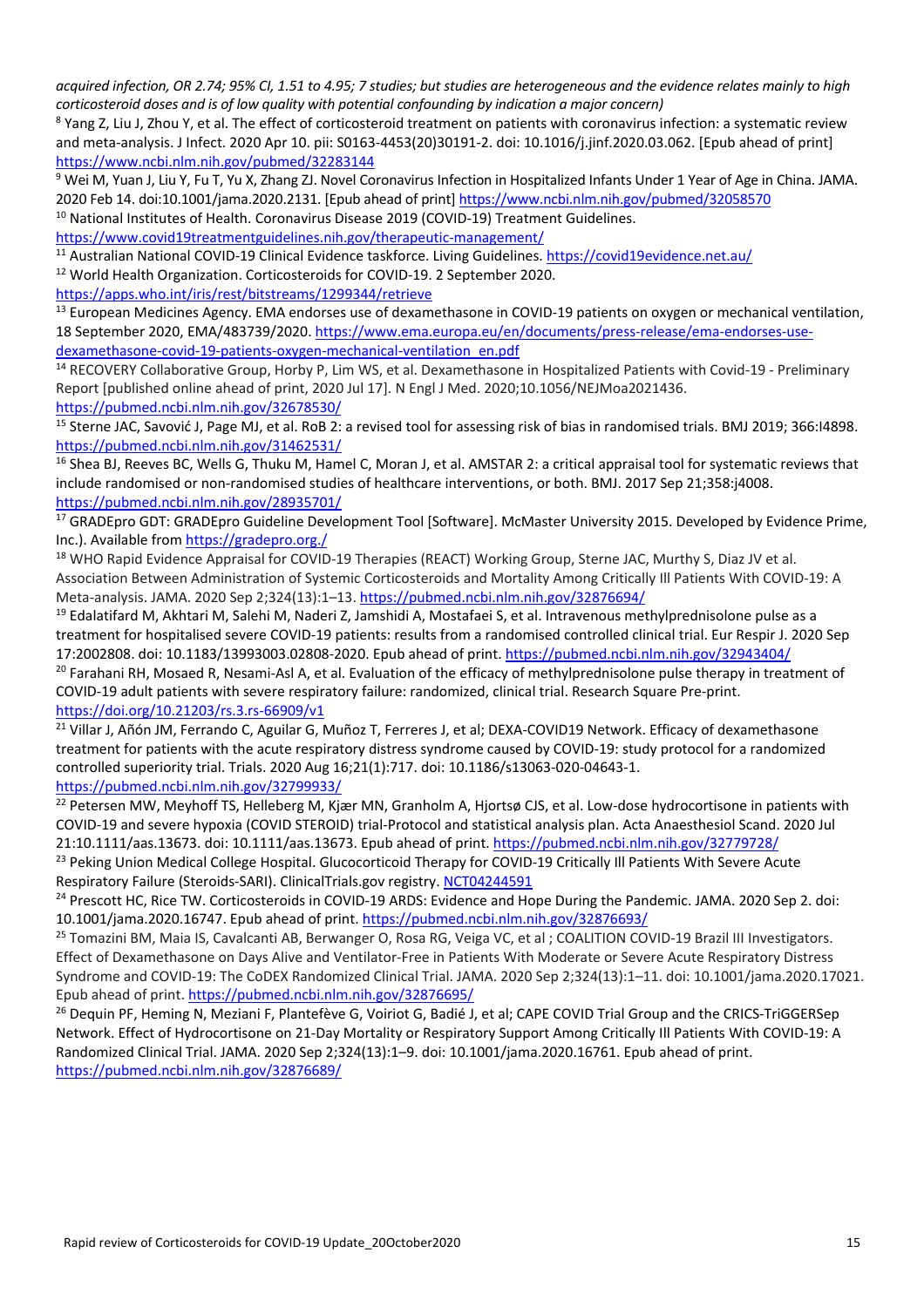*acquired infection, OR 2.74; 95% CI, 1.51 to 4.95; 7 studies; but studies are heterogeneous and the evidence relates mainly to high corticosteroid doses and is of low quality with potential confounding by indication a major concern)*

[8] Yang Z, Liu J, Zhou Y, et al. The effect of corticosteroid treatment on patients with coronavirus infection: a systematic review and meta-analysis. J Infect. 2020 Apr 10. pii: S0163-4453(20)30191-2. doi: 10.1016/j.jinf.2020.03.062. [Epub ahead of print] https://www.ncbi.nlm.nih.gov/pubmed/32283144

[9] Wei M, Yuan J, Liu Y, Fu T, Yu X, Zhang ZJ. Novel Coronavirus Infection in Hospitalized Infants Under 1 Year of Age in China. JAMA. 2020 Feb 14. doi:10.1001/jama.2020.2131. [Epub ahead of print] https://www.ncbi.nlm.nih.gov/pubmed/32058570

[10] National Institutes of Health. Coronavirus Disease 2019 (COVID-19) Treatment Guidelines. https://www.covid19treatmentguidelines.nih.gov/therapeutic-management/

[11] Australian National COVID-19 Clinical Evidence taskforce. Living Guidelines. https://covid19evidence.net.au/

[12] World Health Organization. Corticosteroids for COVID-19. 2 September 2020. https://apps.who.int/iris/rest/bitstreams/1299344/retrieve

[13] European Medicines Agency. EMA endorses use of dexamethasone in COVID-19 patients on oxygen or mechanical ventilation, 18 September 2020, EMA/483739/2020. https://www.ema.europa.eu/en/documents/press-release/ema-endorses-use-dexamethasone-covid-19-patients-oxygen-mechanical-ventilation_en.pdf

[14] RECOVERY Collaborative Group, Horby P, Lim WS, et al. Dexamethasone in Hospitalized Patients with Covid-19 - Preliminary Report [published online ahead of print, 2020 Jul 17]. N Engl J Med. 2020;10.1056/NEJMoa2021436. https://pubmed.ncbi.nlm.nih.gov/32678530/

[15] Sterne JAC, Savović J, Page MJ, et al. RoB 2: a revised tool for assessing risk of bias in randomised trials. BMJ 2019; 366:l4898. https://pubmed.ncbi.nlm.nih.gov/31462531/

[16] Shea BJ, Reeves BC, Wells G, Thuku M, Hamel C, Moran J, et al. AMSTAR 2: a critical appraisal tool for systematic reviews that include randomised or non-randomised studies of healthcare interventions, or both. BMJ. 2017 Sep 21;358:j4008. https://pubmed.ncbi.nlm.nih.gov/28935701/

[17] GRADEpro GDT: GRADEpro Guideline Development Tool [Software]. McMaster University 2015. Developed by Evidence Prime, Inc.). Available from https://gradepro.org./

[18] WHO Rapid Evidence Appraisal for COVID-19 Therapies (REACT) Working Group, Sterne JAC, Murthy S, Diaz JV et al. Association Between Administration of Systemic Corticosteroids and Mortality Among Critically Ill Patients With COVID-19: A Meta-analysis. JAMA. 2020 Sep 2;324(13):1–13. https://pubmed.ncbi.nlm.nih.gov/32876694/

[19] Edalatifard M, Akhtari M, Salehi M, Naderi Z, Jamshidi A, Mostafaei S, et al. Intravenous methylprednisolone pulse as a treatment for hospitalised severe COVID-19 patients: results from a randomised controlled clinical trial. Eur Respir J. 2020 Sep 17:2002808. doi: 10.1183/13993003.02808-2020. Epub ahead of print. https://pubmed.ncbi.nlm.nih.gov/32943404/

[20] Farahani RH, Mosaed R, Nesami-Asl A, et al. Evaluation of the efficacy of methylprednisolone pulse therapy in treatment of COVID-19 adult patients with severe respiratory failure: randomized, clinical trial. Research Square Pre-print. https://doi.org/10.21203/rs.3.rs-66909/v1

[21] Villar J, Añón JM, Ferrando C, Aguilar G, Muñoz T, Ferreres J, et al; DEXA-COVID19 Network. Efficacy of dexamethasone treatment for patients with the acute respiratory distress syndrome caused by COVID-19: study protocol for a randomized controlled superiority trial. Trials. 2020 Aug 16;21(1):717. doi: 10.1186/s13063-020-04643-1. https://pubmed.ncbi.nlm.nih.gov/32799933/

[22] Petersen MW, Meyhoff TS, Helleberg M, Kjær MN, Granholm A, Hjortsø CJS, et al. Low-dose hydrocortisone in patients with COVID-19 and severe hypoxia (COVID STEROID) trial-Protocol and statistical analysis plan. Acta Anaesthesiol Scand. 2020 Jul 21:10.1111/aas.13673. doi: 10.1111/aas.13673. Epub ahead of print. https://pubmed.ncbi.nlm.nih.gov/32779728/

[23] Peking Union Medical College Hospital. Glucocorticoid Therapy for COVID-19 Critically Ill Patients With Severe Acute Respiratory Failure (Steroids-SARI). ClinicalTrials.gov registry. NCT04244591

[24] Prescott HC, Rice TW. Corticosteroids in COVID-19 ARDS: Evidence and Hope During the Pandemic. JAMA. 2020 Sep 2. doi: 10.1001/jama.2020.16747. Epub ahead of print. https://pubmed.ncbi.nlm.nih.gov/32876693/

[25] Tomazini BM, Maia IS, Cavalcanti AB, Berwanger O, Rosa RG, Veiga VC, et al ; COALITION COVID-19 Brazil III Investigators. Effect of Dexamethasone on Days Alive and Ventilator-Free in Patients With Moderate or Severe Acute Respiratory Distress Syndrome and COVID-19: The CoDEX Randomized Clinical Trial. JAMA. 2020 Sep 2;324(13):1–11. doi: 10.1001/jama.2020.17021. Epub ahead of print. https://pubmed.ncbi.nlm.nih.gov/32876695/

[26] Dequin PF, Heming N, Meziani F, Plantefève G, Voiriot G, Badié J, et al; CAPE COVID Trial Group and the CRICS-TriGGERSep Network. Effect of Hydrocortisone on 21-Day Mortality or Respiratory Support Among Critically Ill Patients With COVID-19: A Randomized Clinical Trial. JAMA. 2020 Sep 2;324(13):1–9. doi: 10.1001/jama.2020.16761. Epub ahead of print. https://pubmed.ncbi.nlm.nih.gov/32876689/